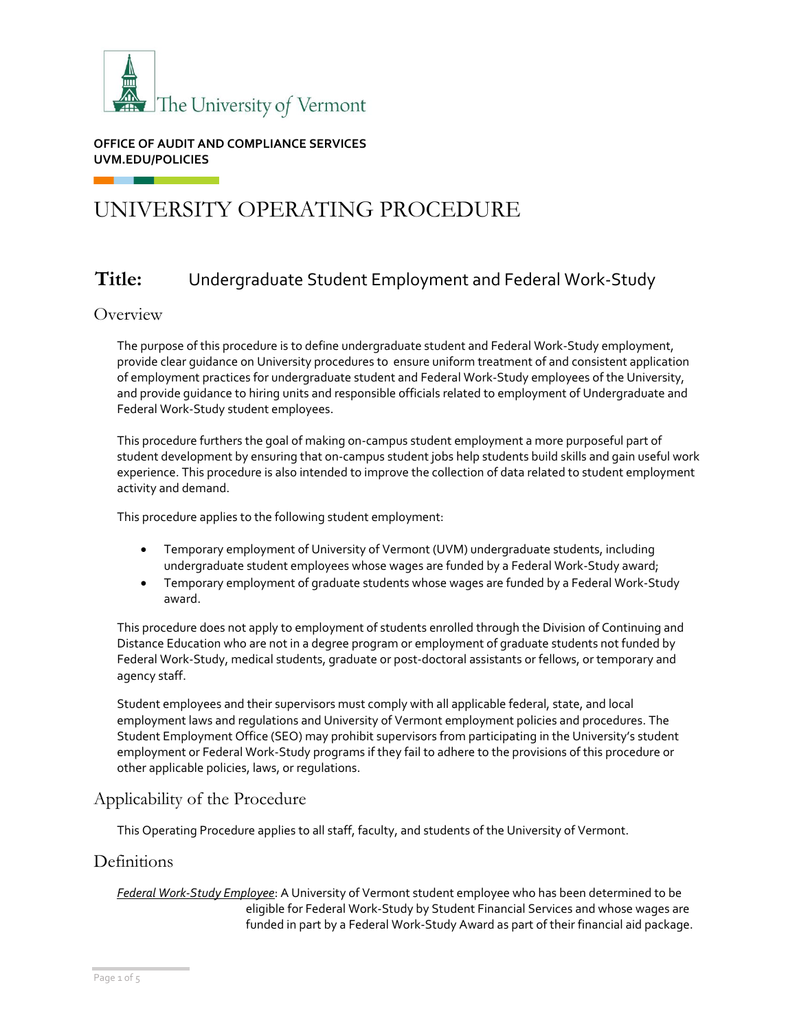The University of Vermont

**OFFICE OF AUDIT AND COMPLIANCE SERVICES**
**UVM.EDU/POLICIES**

# UNIVERSITY OPERATING PROCEDURE

## Title: Undergraduate Student Employment and Federal Work-Study

### Overview

The purpose of this procedure is to define undergraduate student and Federal Work-Study employment, provide clear guidance on University procedures to ensure uniform treatment of and consistent application of employment practices for undergraduate student and Federal Work-Study employees of the University, and provide guidance to hiring units and responsible officials related to employment of Undergraduate and Federal Work-Study student employees.

This procedure furthers the goal of making on-campus student employment a more purposeful part of student development by ensuring that on-campus student jobs help students build skills and gain useful work experience. This procedure is also intended to improve the collection of data related to student employment activity and demand.

This procedure applies to the following student employment:

- Temporary employment of University of Vermont (UVM) undergraduate students, including undergraduate student employees whose wages are funded by a Federal Work-Study award;
- Temporary employment of graduate students whose wages are funded by a Federal Work-Study award.

This procedure does not apply to employment of students enrolled through the Division of Continuing and Distance Education who are not in a degree program or employment of graduate students not funded by Federal Work-Study, medical students, graduate or post-doctoral assistants or fellows, or temporary and agency staff.

Student employees and their supervisors must comply with all applicable federal, state, and local employment laws and regulations and University of Vermont employment policies and procedures. The Student Employment Office (SEO) may prohibit supervisors from participating in the University's student employment or Federal Work-Study programs if they fail to adhere to the provisions of this procedure or other applicable policies, laws, or regulations.

### Applicability of the Procedure

This Operating Procedure applies to all staff, faculty, and students of the University of Vermont.

### Definitions

*Federal Work-Study Employee*: A University of Vermont student employee who has been determined to be eligible for Federal Work-Study by Student Financial Services and whose wages are funded in part by a Federal Work-Study Award as part of their financial aid package.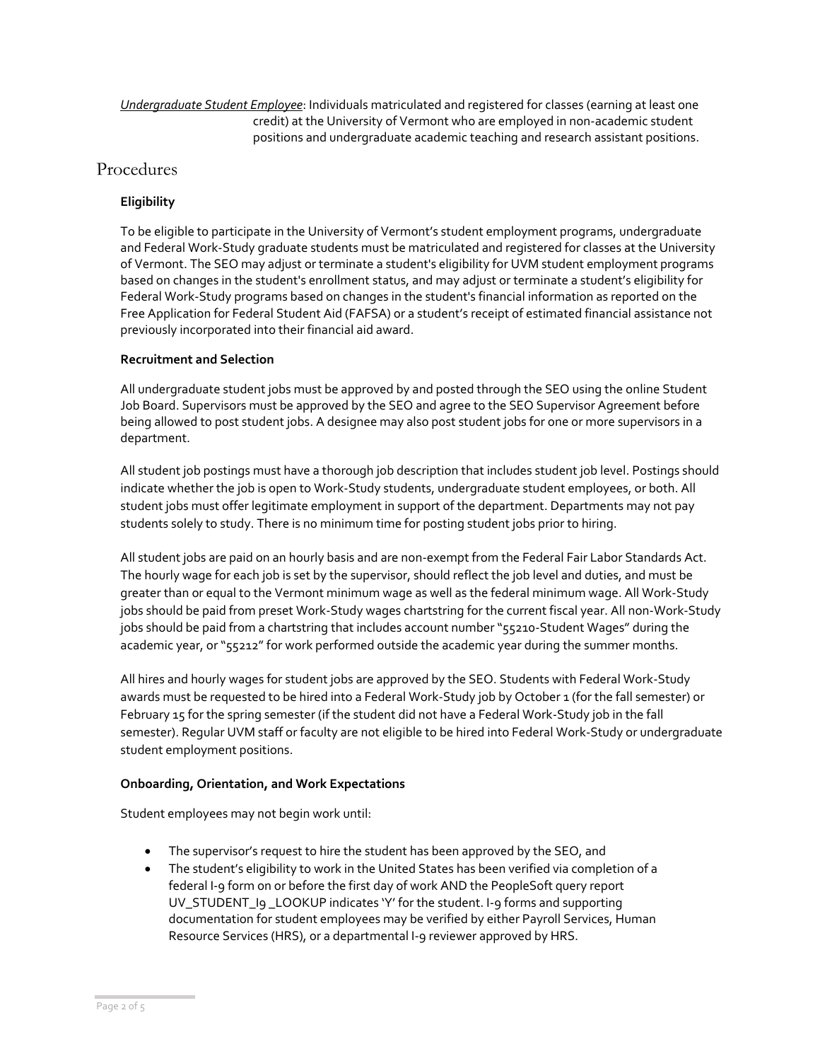*<u>Undergraduate Student Employee</u>*: Individuals matriculated and registered for classes (earning at least one credit) at the University of Vermont who are employed in non-academic student positions and undergraduate academic teaching and research assistant positions.

## Procedures

### Eligibility

To be eligible to participate in the University of Vermont's student employment programs, undergraduate and Federal Work-Study graduate students must be matriculated and registered for classes at the University of Vermont. The SEO may adjust or terminate a student's eligibility for UVM student employment programs based on changes in the student's enrollment status, and may adjust or terminate a student's eligibility for Federal Work-Study programs based on changes in the student's financial information as reported on the Free Application for Federal Student Aid (FAFSA) or a student's receipt of estimated financial assistance not previously incorporated into their financial aid award.

### Recruitment and Selection

All undergraduate student jobs must be approved by and posted through the SEO using the online Student Job Board. Supervisors must be approved by the SEO and agree to the SEO Supervisor Agreement before being allowed to post student jobs. A designee may also post student jobs for one or more supervisors in a department.

All student job postings must have a thorough job description that includes student job level. Postings should indicate whether the job is open to Work-Study students, undergraduate student employees, or both. All student jobs must offer legitimate employment in support of the department. Departments may not pay students solely to study. There is no minimum time for posting student jobs prior to hiring.

All student jobs are paid on an hourly basis and are non-exempt from the Federal Fair Labor Standards Act. The hourly wage for each job is set by the supervisor, should reflect the job level and duties, and must be greater than or equal to the Vermont minimum wage as well as the federal minimum wage. All Work-Study jobs should be paid from preset Work-Study wages chartstring for the current fiscal year. All non-Work-Study jobs should be paid from a chartstring that includes account number "55210-Student Wages" during the academic year, or "55212" for work performed outside the academic year during the summer months.

All hires and hourly wages for student jobs are approved by the SEO. Students with Federal Work-Study awards must be requested to be hired into a Federal Work-Study job by October 1 (for the fall semester) or February 15 for the spring semester (if the student did not have a Federal Work-Study job in the fall semester). Regular UVM staff or faculty are not eligible to be hired into Federal Work-Study or undergraduate student employment positions.

### Onboarding, Orientation, and Work Expectations

Student employees may not begin work until:

- The supervisor's request to hire the student has been approved by the SEO, and
- The student's eligibility to work in the United States has been verified via completion of a federal I-9 form on or before the first day of work AND the PeopleSoft query report UV_STUDENT_I9 _LOOKUP indicates 'Y' for the student. I-9 forms and supporting documentation for student employees may be verified by either Payroll Services, Human Resource Services (HRS), or a departmental I-9 reviewer approved by HRS.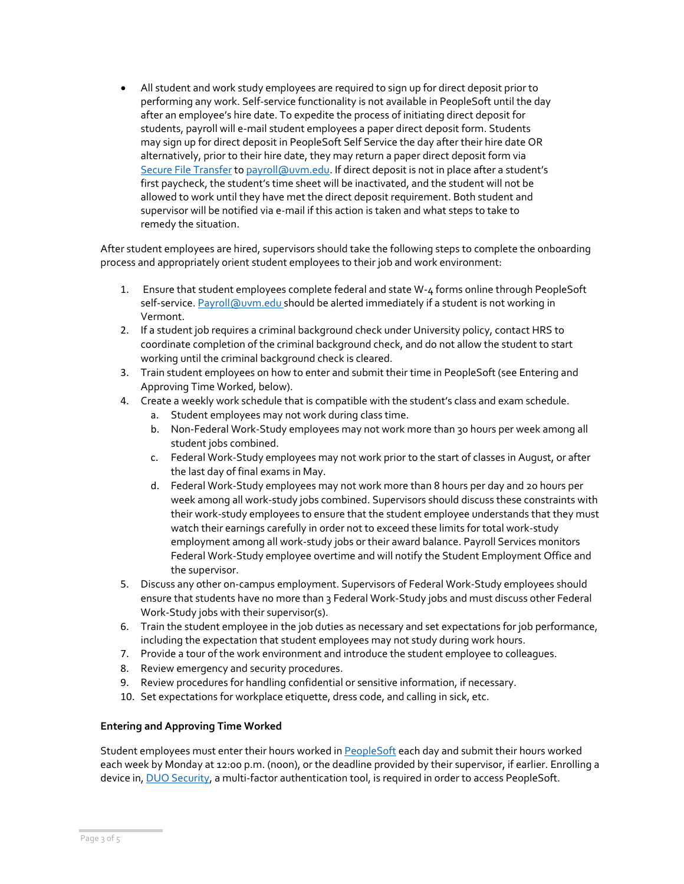- All student and work study employees are required to sign up for direct deposit prior to performing any work. Self-service functionality is not available in PeopleSoft until the day after an employee's hire date. To expedite the process of initiating direct deposit for students, payroll will e-mail student employees a paper direct deposit form. Students may sign up for direct deposit in PeopleSoft Self Service the day after their hire date OR alternatively, prior to their hire date, they may return a paper direct deposit form via [Secure File Transfer](#) to [payroll@uvm.edu](mailto:payroll@uvm.edu). If direct deposit is not in place after a student's first paycheck, the student's time sheet will be inactivated, and the student will not be allowed to work until they have met the direct deposit requirement. Both student and supervisor will be notified via e-mail if this action is taken and what steps to take to remedy the situation.

After student employees are hired, supervisors should take the following steps to complete the onboarding process and appropriately orient student employees to their job and work environment:

1. Ensure that student employees complete federal and state W-4 forms online through PeopleSoft self-service. [Payroll@uvm.edu](mailto:Payroll@uvm.edu) should be alerted immediately if a student is not working in Vermont.
2. If a student job requires a criminal background check under University policy, contact HRS to coordinate completion of the criminal background check, and do not allow the student to start working until the criminal background check is cleared.
3. Train student employees on how to enter and submit their time in PeopleSoft (see Entering and Approving Time Worked, below).
4. Create a weekly work schedule that is compatible with the student's class and exam schedule.
   a. Student employees may not work during class time.
   b. Non-Federal Work-Study employees may not work more than 30 hours per week among all student jobs combined.
   c. Federal Work-Study employees may not work prior to the start of classes in August, or after the last day of final exams in May.
   d. Federal Work-Study employees may not work more than 8 hours per day and 20 hours per week among all work-study jobs combined. Supervisors should discuss these constraints with their work-study employees to ensure that the student employee understands that they must watch their earnings carefully in order not to exceed these limits for total work-study employment among all work-study jobs or their award balance. Payroll Services monitors Federal Work-Study employee overtime and will notify the Student Employment Office and the supervisor.
5. Discuss any other on-campus employment. Supervisors of Federal Work-Study employees should ensure that students have no more than 3 Federal Work-Study jobs and must discuss other Federal Work-Study jobs with their supervisor(s).
6. Train the student employee in the job duties as necessary and set expectations for job performance, including the expectation that student employees may not study during work hours.
7. Provide a tour of the work environment and introduce the student employee to colleagues.
8. Review emergency and security procedures.
9. Review procedures for handling confidential or sensitive information, if necessary.
10. Set expectations for workplace etiquette, dress code, and calling in sick, etc.

**Entering and Approving Time Worked**

Student employees must enter their hours worked in [PeopleSoft](#) each day and submit their hours worked each week by Monday at 12:00 p.m. (noon), or the deadline provided by their supervisor, if earlier. Enrolling a device in, [DUO Security](#), a multi-factor authentication tool, is required in order to access PeopleSoft.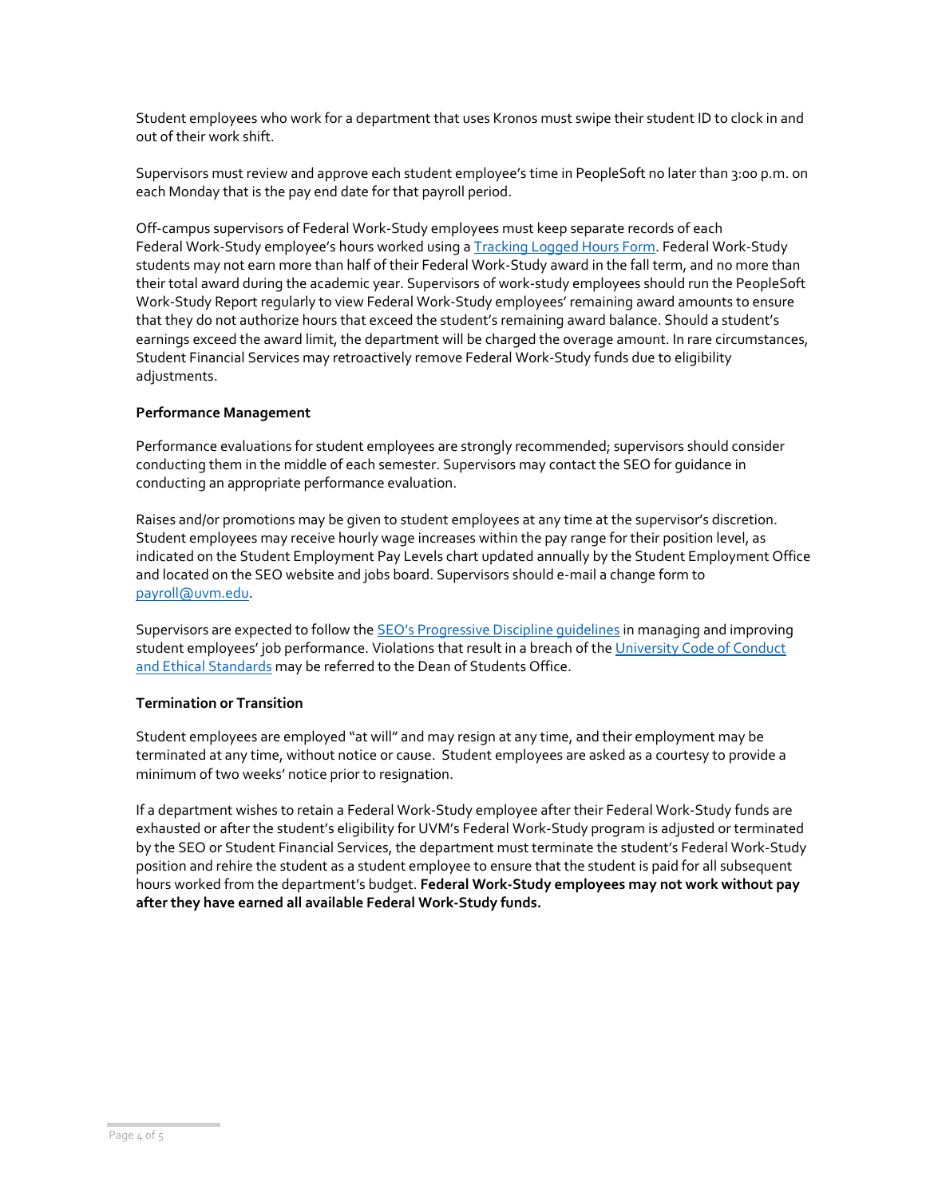Student employees who work for a department that uses Kronos must swipe their student ID to clock in and out of their work shift.

Supervisors must review and approve each student employee's time in PeopleSoft no later than 3:00 p.m. on each Monday that is the pay end date for that payroll period.

Off-campus supervisors of Federal Work-Study employees must keep separate records of each Federal Work-Study employee's hours worked using a Tracking Logged Hours Form. Federal Work-Study students may not earn more than half of their Federal Work-Study award in the fall term, and no more than their total award during the academic year. Supervisors of work-study employees should run the PeopleSoft Work-Study Report regularly to view Federal Work-Study employees' remaining award amounts to ensure that they do not authorize hours that exceed the student's remaining award balance. Should a student's earnings exceed the award limit, the department will be charged the overage amount. In rare circumstances, Student Financial Services may retroactively remove Federal Work-Study funds due to eligibility adjustments.

**Performance Management**

Performance evaluations for student employees are strongly recommended; supervisors should consider conducting them in the middle of each semester. Supervisors may contact the SEO for guidance in conducting an appropriate performance evaluation.

Raises and/or promotions may be given to student employees at any time at the supervisor's discretion. Student employees may receive hourly wage increases within the pay range for their position level, as indicated on the Student Employment Pay Levels chart updated annually by the Student Employment Office and located on the SEO website and jobs board. Supervisors should e-mail a change form to payroll@uvm.edu.

Supervisors are expected to follow the SEO's Progressive Discipline guidelines in managing and improving student employees' job performance. Violations that result in a breach of the University Code of Conduct and Ethical Standards may be referred to the Dean of Students Office.

**Termination or Transition**

Student employees are employed "at will" and may resign at any time, and their employment may be terminated at any time, without notice or cause. Student employees are asked as a courtesy to provide a minimum of two weeks' notice prior to resignation.

If a department wishes to retain a Federal Work-Study employee after their Federal Work-Study funds are exhausted or after the student's eligibility for UVM's Federal Work-Study program is adjusted or terminated by the SEO or Student Financial Services, the department must terminate the student's Federal Work-Study position and rehire the student as a student employee to ensure that the student is paid for all subsequent hours worked from the department's budget. **Federal Work-Study employees may not work without pay after they have earned all available Federal Work-Study funds.**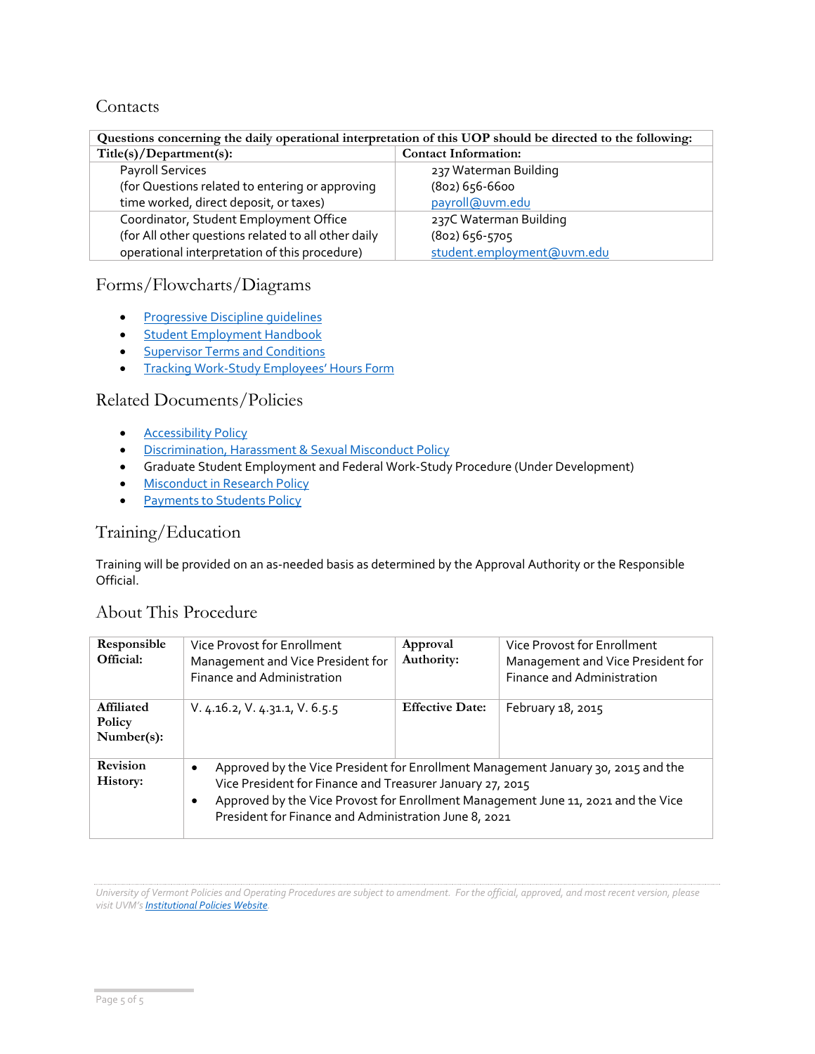## Contacts

| Questions concerning the daily operational interpretation of this UOP should be directed to the following: | |
|---|---|
| **Title(s)/Department(s):** | **Contact Information:** |
| Payroll Services (for Questions related to entering or approving time worked, direct deposit, or taxes) | 237 Waterman Building (802) 656-6600 payroll@uvm.edu |
| Coordinator, Student Employment Office (for All other questions related to all other daily operational interpretation of this procedure) | 237C Waterman Building (802) 656-5705 student.employment@uvm.edu |

## Forms/Flowcharts/Diagrams

- Progressive Discipline guidelines
- Student Employment Handbook
- Supervisor Terms and Conditions
- Tracking Work-Study Employees' Hours Form

## Related Documents/Policies

- Accessibility Policy
- Discrimination, Harassment & Sexual Misconduct Policy
- Graduate Student Employment and Federal Work-Study Procedure (Under Development)
- Misconduct in Research Policy
- Payments to Students Policy

## Training/Education

Training will be provided on an as-needed basis as determined by the Approval Authority or the Responsible Official.

## About This Procedure

| | | | |
|---|---|---|---|
| **Responsible Official:** | Vice Provost for Enrollment Management and Vice President for Finance and Administration | **Approval Authority:** | Vice Provost for Enrollment Management and Vice President for Finance and Administration |
| **Affiliated Policy Number(s):** | V. 4.16.2, V. 4.31.1, V. 6.5.5 | **Effective Date:** | February 18, 2015 |
| **Revision History:** | • Approved by the Vice President for Enrollment Management January 30, 2015 and the Vice President for Finance and Treasurer January 27, 2015<br>• Approved by the Vice Provost for Enrollment Management June 11, 2021 and the Vice President for Finance and Administration June 8, 2021 | | |

*University of Vermont Policies and Operating Procedures are subject to amendment. For the official, approved, and most recent version, please visit UVM's Institutional Policies Website.*